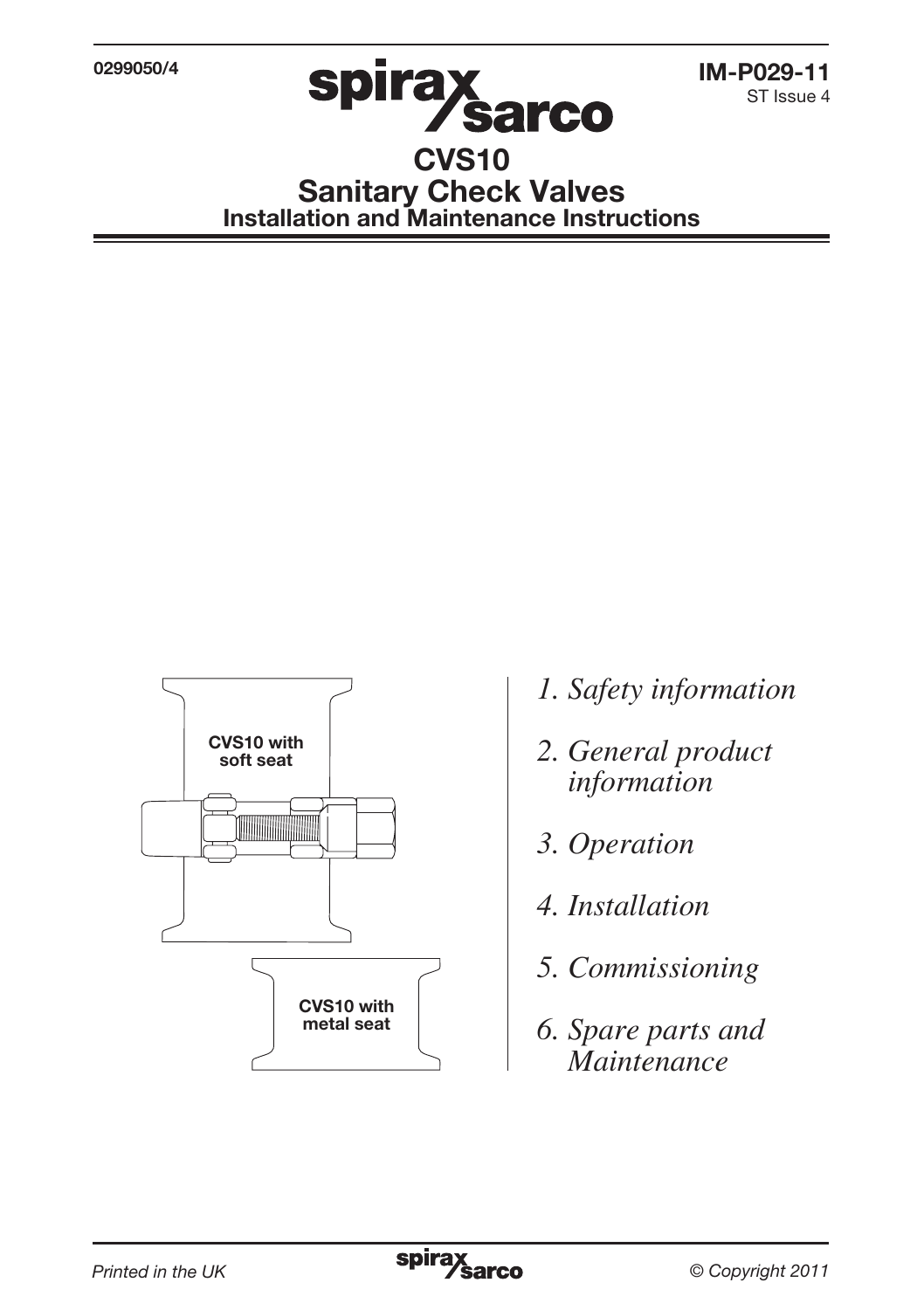0299050/4

IM-P029-11
ST Issue 4

# CVS10
# Sanitary Check Valves
## Installation and Maintenance Instructions

CVS10 with soft seat

CVS10 with metal seat

*1. Safety information*

*2. General product information*

*3. Operation*

*4. Installation*

*5. Commissioning*

*6. Spare parts and Maintenance*

*Printed in the UK*

*© Copyright 2011*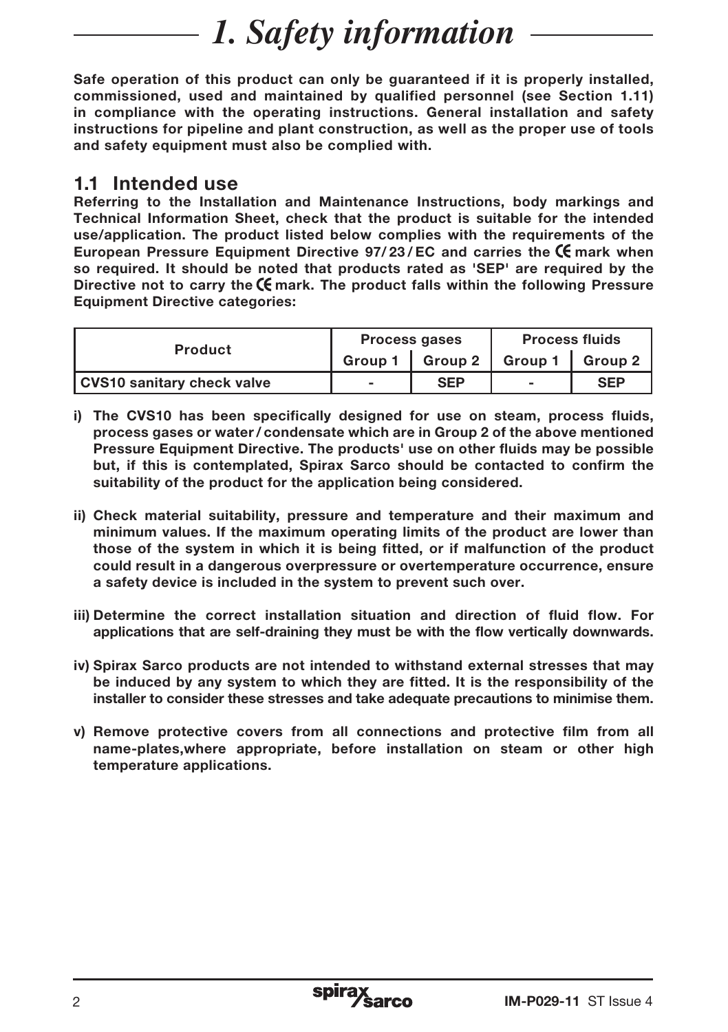# 1. Safety information

**Safe operation of this product can only be guaranteed if it is properly installed, commissioned, used and maintained by qualified personnel (see Section 1.11) in compliance with the operating instructions. General installation and safety instructions for pipeline and plant construction, as well as the proper use of tools and safety equipment must also be complied with.**

## 1.1 Intended use

**Referring to the Installation and Maintenance Instructions, body markings and Technical Information Sheet, check that the product is suitable for the intended use/application. The product listed below complies with the requirements of the European Pressure Equipment Directive 97/23/EC and carries the CE mark when so required. It should be noted that products rated as 'SEP' are required by the Directive not to carry the CE mark. The product falls within the following Pressure Equipment Directive categories:**

| Product | Process gases | | Process fluids | |
|---|---|---|---|---|
| | Group 1 | Group 2 | Group 1 | Group 2 |
| CVS10 sanitary check valve | - | SEP | - | SEP |

**i) The CVS10 has been specifically designed for use on steam, process fluids, process gases or water/condensate which are in Group 2 of the above mentioned Pressure Equipment Directive. The products' use on other fluids may be possible but, if this is contemplated, Spirax Sarco should be contacted to confirm the suitability of the product for the application being considered.**

**ii) Check material suitability, pressure and temperature and their maximum and minimum values. If the maximum operating limits of the product are lower than those of the system in which it is being fitted, or if malfunction of the product could result in a dangerous overpressure or overtemperature occurrence, ensure a safety device is included in the system to prevent such over.**

**iii) Determine the correct installation situation and direction of fluid flow. For applications that are self-draining they must be with the flow vertically downwards.**

**iv) Spirax Sarco products are not intended to withstand external stresses that may be induced by any system to which they are fitted. It is the responsibility of the installer to consider these stresses and take adequate precautions to minimise them.**

**v) Remove protective covers from all connections and protective film from all name-plates,where appropriate, before installation on steam or other high temperature applications.**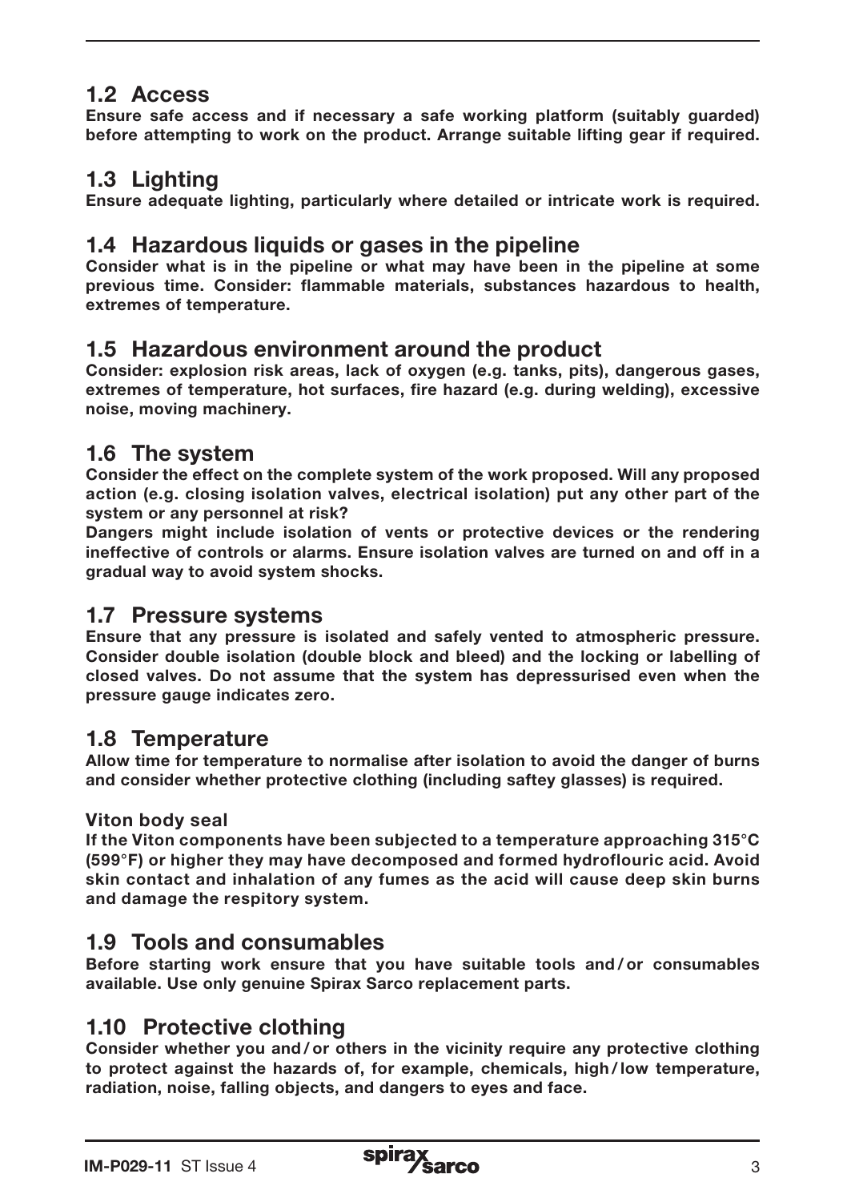## 1.2 Access

**Ensure safe access and if necessary a safe working platform (suitably guarded) before attempting to work on the product. Arrange suitable lifting gear if required.**

## 1.3 Lighting

**Ensure adequate lighting, particularly where detailed or intricate work is required.**

## 1.4 Hazardous liquids or gases in the pipeline

**Consider what is in the pipeline or what may have been in the pipeline at some previous time. Consider: flammable materials, substances hazardous to health, extremes of temperature.**

## 1.5 Hazardous environment around the product

**Consider: explosion risk areas, lack of oxygen (e.g. tanks, pits), dangerous gases, extremes of temperature, hot surfaces, fire hazard (e.g. during welding), excessive noise, moving machinery.**

## 1.6 The system

**Consider the effect on the complete system of the work proposed. Will any proposed action (e.g. closing isolation valves, electrical isolation) put any other part of the system or any personnel at risk?**

**Dangers might include isolation of vents or protective devices or the rendering ineffective of controls or alarms. Ensure isolation valves are turned on and off in a gradual way to avoid system shocks.**

## 1.7 Pressure systems

**Ensure that any pressure is isolated and safely vented to atmospheric pressure. Consider double isolation (double block and bleed) and the locking or labelling of closed valves. Do not assume that the system has depressurised even when the pressure gauge indicates zero.**

## 1.8 Temperature

**Allow time for temperature to normalise after isolation to avoid the danger of burns and consider whether protective clothing (including saftey glasses) is required.**

### Viton body seal

**If the Viton components have been subjected to a temperature approaching 315°C (599°F) or higher they may have decomposed and formed hydroflouric acid. Avoid skin contact and inhalation of any fumes as the acid will cause deep skin burns and damage the respitory system.**

## 1.9 Tools and consumables

**Before starting work ensure that you have suitable tools and / or consumables available. Use only genuine Spirax Sarco replacement parts.**

## 1.10 Protective clothing

**Consider whether you and / or others in the vicinity require any protective clothing to protect against the hazards of, for example, chemicals, high / low temperature, radiation, noise, falling objects, and dangers to eyes and face.**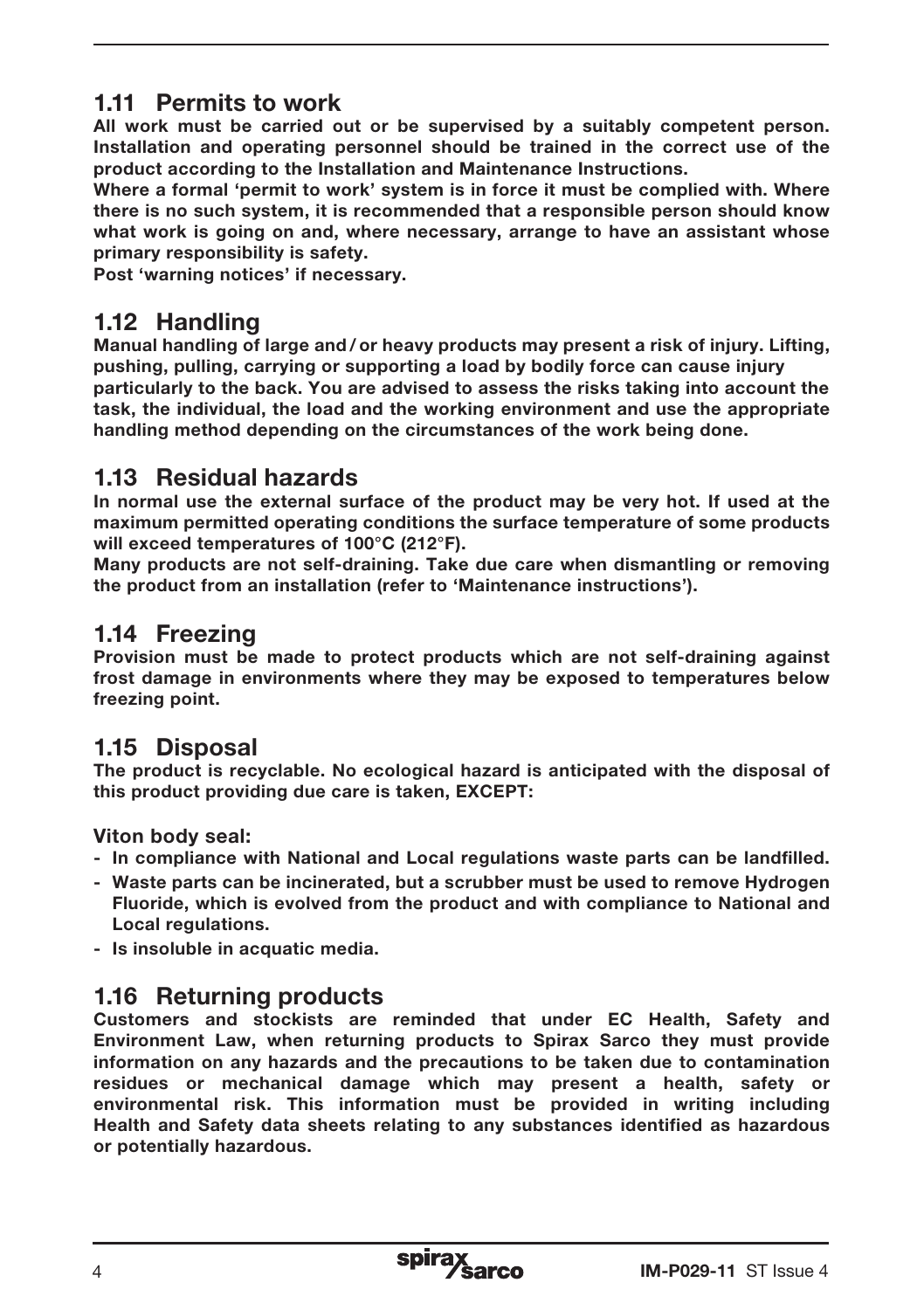## 1.11 Permits to work

**All work must be carried out or be supervised by a suitably competent person. Installation and operating personnel should be trained in the correct use of the product according to the Installation and Maintenance Instructions.**

**Where a formal 'permit to work' system is in force it must be complied with. Where there is no such system, it is recommended that a responsible person should know what work is going on and, where necessary, arrange to have an assistant whose primary responsibility is safety.**

**Post 'warning notices' if necessary.**

## 1.12 Handling

**Manual handling of large and / or heavy products may present a risk of injury. Lifting, pushing, pulling, carrying or supporting a load by bodily force can cause injury particularly to the back. You are advised to assess the risks taking into account the task, the individual, the load and the working environment and use the appropriate handling method depending on the circumstances of the work being done.**

## 1.13 Residual hazards

**In normal use the external surface of the product may be very hot. If used at the maximum permitted operating conditions the surface temperature of some products will exceed temperatures of 100°C (212°F).**

**Many products are not self-draining. Take due care when dismantling or removing the product from an installation (refer to 'Maintenance instructions').**

## 1.14 Freezing

**Provision must be made to protect products which are not self-draining against frost damage in environments where they may be exposed to temperatures below freezing point.**

## 1.15 Disposal

**The product is recyclable. No ecological hazard is anticipated with the disposal of this product providing due care is taken, EXCEPT:**

**Viton body seal:**

- **In compliance with National and Local regulations waste parts can be landfilled.**
- **Waste parts can be incinerated, but a scrubber must be used to remove Hydrogen Fluoride, which is evolved from the product and with compliance to National and Local regulations.**
- **Is insoluble in acquatic media.**

## 1.16 Returning products

**Customers and stockists are reminded that under EC Health, Safety and Environment Law, when returning products to Spirax Sarco they must provide information on any hazards and the precautions to be taken due to contamination residues or mechanical damage which may present a health, safety or environmental risk. This information must be provided in writing including Health and Safety data sheets relating to any substances identified as hazardous or potentially hazardous.**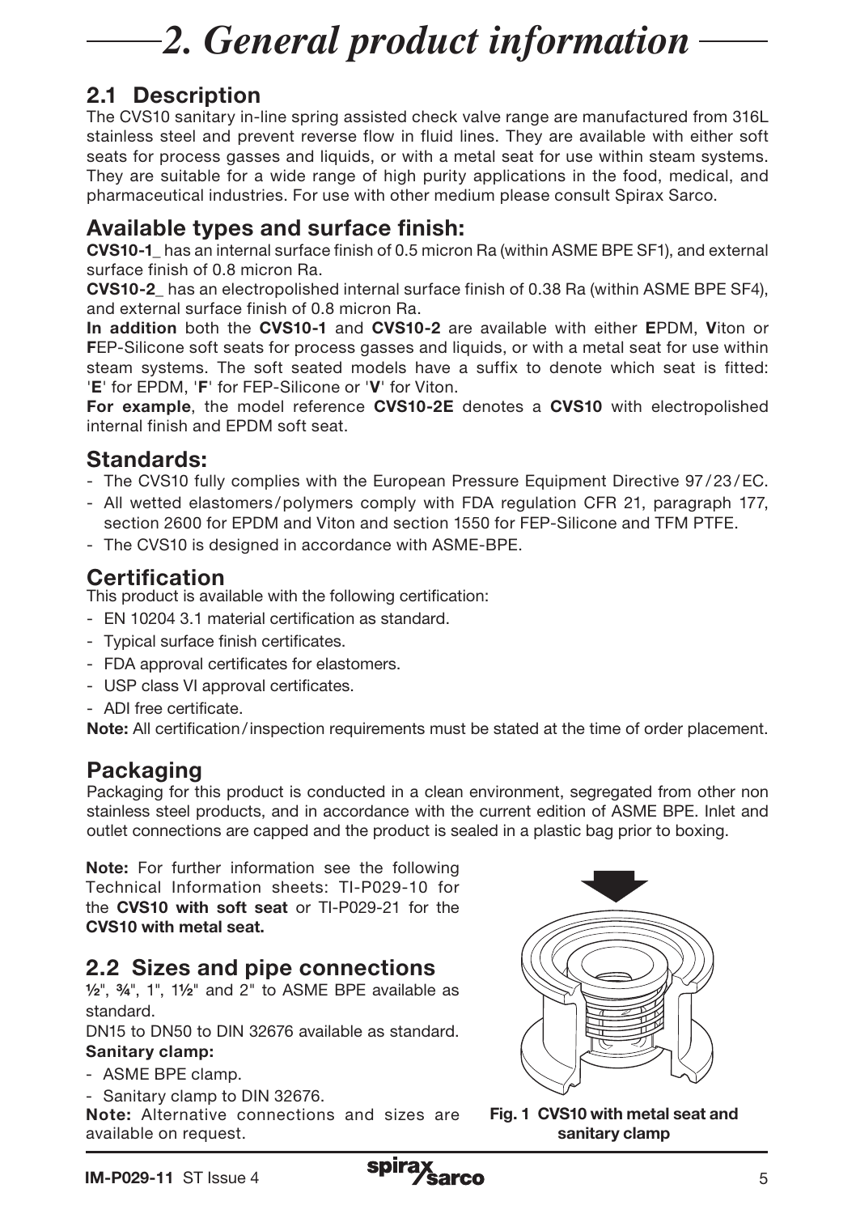# 2. General product information

## 2.1 Description

The CVS10 sanitary in-line spring assisted check valve range are manufactured from 316L stainless steel and prevent reverse flow in fluid lines. They are available with either soft seats for process gasses and liquids, or with a metal seat for use within steam systems. They are suitable for a wide range of high purity applications in the food, medical, and pharmaceutical industries. For use with other medium please consult Spirax Sarco.

## Available types and surface finish:

**CVS10-1_** has an internal surface finish of 0.5 micron Ra (within ASME BPE SF1), and external surface finish of 0.8 micron Ra.

**CVS10-2_** has an electropolished internal surface finish of 0.38 Ra (within ASME BPE SF4), and external surface finish of 0.8 micron Ra.

**In addition** both the **CVS10-1** and **CVS10-2** are available with either **E**PDM, **V**iton or **F**EP-Silicone soft seats for process gasses and liquids, or with a metal seat for use within steam systems. The soft seated models have a suffix to denote which seat is fitted: '**E**' for EPDM, '**F**' for FEP-Silicone or '**V**' for Viton.

**For example**, the model reference **CVS10-2E** denotes a **CVS10** with electropolished internal finish and EPDM soft seat.

## Standards:

- The CVS10 fully complies with the European Pressure Equipment Directive 97/23/EC.
- All wetted elastomers/polymers comply with FDA regulation CFR 21, paragraph 177, section 2600 for EPDM and Viton and section 1550 for FEP-Silicone and TFM PTFE.
- The CVS10 is designed in accordance with ASME-BPE.

## Certification

This product is available with the following certification:

- EN 10204 3.1 material certification as standard.
- Typical surface finish certificates.
- FDA approval certificates for elastomers.
- USP class VI approval certificates.
- ADI free certificate.

**Note:** All certification/inspection requirements must be stated at the time of order placement.

## Packaging

Packaging for this product is conducted in a clean environment, segregated from other non stainless steel products, and in accordance with the current edition of ASME BPE. Inlet and outlet connections are capped and the product is sealed in a plastic bag prior to boxing.

**Note:** For further information see the following Technical Information sheets: TI-P029-10 for the **CVS10 with soft seat** or TI-P029-21 for the **CVS10 with metal seat.**

## 2.2 Sizes and pipe connections

½", ¾", 1", 1½" and 2" to ASME BPE available as standard.

DN15 to DN50 to DIN 32676 available as standard.

**Sanitary clamp:**

- ASME BPE clamp.
- Sanitary clamp to DIN 32676.

**Note:** Alternative connections and sizes are available on request.

**Fig. 1 CVS10 with metal seat and sanitary clamp**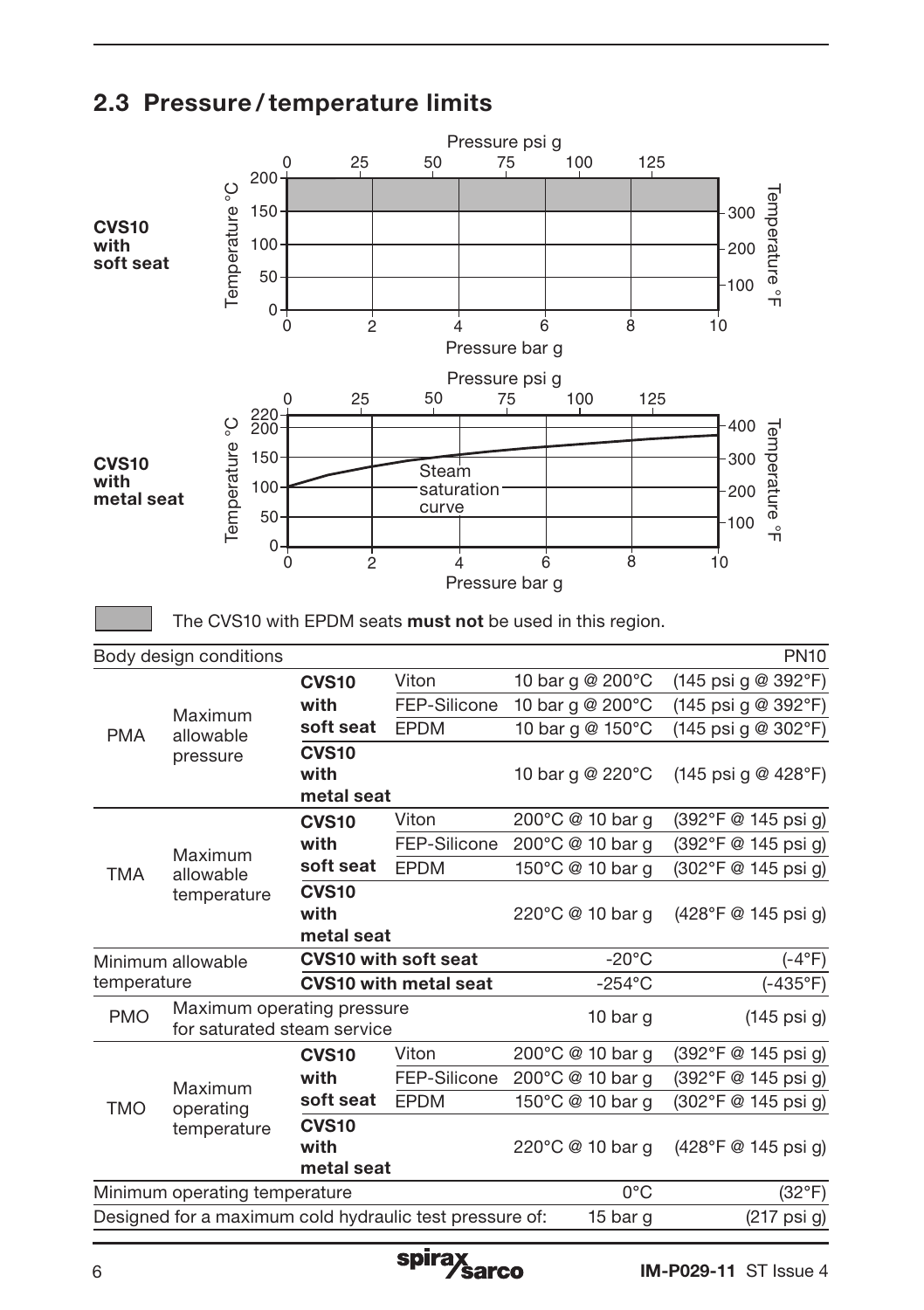## 2.3 Pressure / temperature limits

**CVS10 with soft seat**

**CVS10 with metal seat**

The CVS10 with EPDM seats **must not** be used in this region.

| Body design conditions | | | | | PN10 |
|---|---|---|---|---|---|
| PMA | Maximum allowable pressure | CVS10 with soft seat | Viton | 10 bar g @ 200°C | (145 psi g @ 392°F) |
| | | | FEP-Silicone | 10 bar g @ 200°C | (145 psi g @ 392°F) |
| | | | EPDM | 10 bar g @ 150°C | (145 psi g @ 302°F) |
| | | CVS10 with metal seat | | 10 bar g @ 220°C | (145 psi g @ 428°F) |
| TMA | Maximum allowable temperature | CVS10 with soft seat | Viton | 200°C @ 10 bar g | (392°F @ 145 psi g) |
| | | | FEP-Silicone | 200°C @ 10 bar g | (392°F @ 145 psi g) |
| | | | EPDM | 150°C @ 10 bar g | (302°F @ 145 psi g) |
| | | CVS10 with metal seat | | 220°C @ 10 bar g | (428°F @ 145 psi g) |
| Minimum allowable temperature | | CVS10 with soft seat | | -20°C | (-4°F) |
| | | CVS10 with metal seat | | -254°C | (-435°F) |
| PMO | Maximum operating pressure for saturated steam service | | | 10 bar g | (145 psi g) |
| TMO | Maximum operating temperature | CVS10 with soft seat | Viton | 200°C @ 10 bar g | (392°F @ 145 psi g) |
| | | | FEP-Silicone | 200°C @ 10 bar g | (392°F @ 145 psi g) |
| | | | EPDM | 150°C @ 10 bar g | (302°F @ 145 psi g) |
| | | CVS10 with metal seat | | 220°C @ 10 bar g | (428°F @ 145 psi g) |
| Minimum operating temperature | | | | 0°C | (32°F) |
| Designed for a maximum cold hydraulic test pressure of: | | | | 15 bar g | (217 psi g) |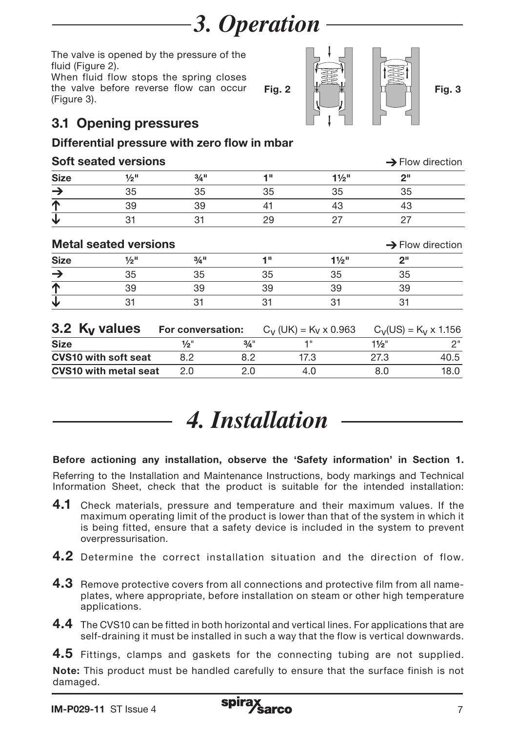# 3. Operation

The valve is opened by the pressure of the fluid (Figure 2).
When fluid flow stops the spring closes the valve before reverse flow can occur (Figure 3).

Fig. 2

Fig. 3

## 3.1 Opening pressures

### Differential pressure with zero flow in mbar

**Soft seated versions** → Flow direction

| Size | ½" | ¾" | 1" | 1½" | 2" |
|---|---|---|---|---|---|
| → | 35 | 35 | 35 | 35 | 35 |
| ↑ | 39 | 39 | 41 | 43 | 43 |
| ↓ | 31 | 31 | 29 | 27 | 27 |

**Metal seated versions** → Flow direction

| Size | ½" | ¾" | 1" | 1½" | 2" |
|---|---|---|---|---|---|
| → | 35 | 35 | 35 | 35 | 35 |
| ↑ | 39 | 39 | 39 | 39 | 39 |
| ↓ | 31 | 31 | 31 | 31 | 31 |

## 3.2 $K_V$ values

**For conversation:** $C_V$ (UK) = $K_V$ x 0.963 $C_V$(US) = $K_V$ x 1.156

| Size | ½" | ¾" | 1" | 1½" | 2" |
|---|---|---|---|---|---|
| **CVS10 with soft seat** | 8.2 | 8.2 | 17.3 | 27.3 | 40.5 |
| **CVS10 with metal seat** | 2.0 | 2.0 | 4.0 | 8.0 | 18.0 |

# 4. Installation

**Before actioning any installation, observe the 'Safety information' in Section 1.**

Referring to the Installation and Maintenance Instructions, body markings and Technical Information Sheet, check that the product is suitable for the intended installation:

**4.1** Check materials, pressure and temperature and their maximum values. If the maximum operating limit of the product is lower than that of the system in which it is being fitted, ensure that a safety device is included in the system to prevent overpressurisation.

**4.2** Determine the correct installation situation and the direction of flow.

**4.3** Remove protective covers from all connections and protective film from all name-plates, where appropriate, before installation on steam or other high temperature applications.

**4.4** The CVS10 can be fitted in both horizontal and vertical lines. For applications that are self-draining it must be installed in such a way that the flow is vertical downwards.

**4.5** Fittings, clamps and gaskets for the connecting tubing are not supplied.

**Note:** This product must be handled carefully to ensure that the surface finish is not damaged.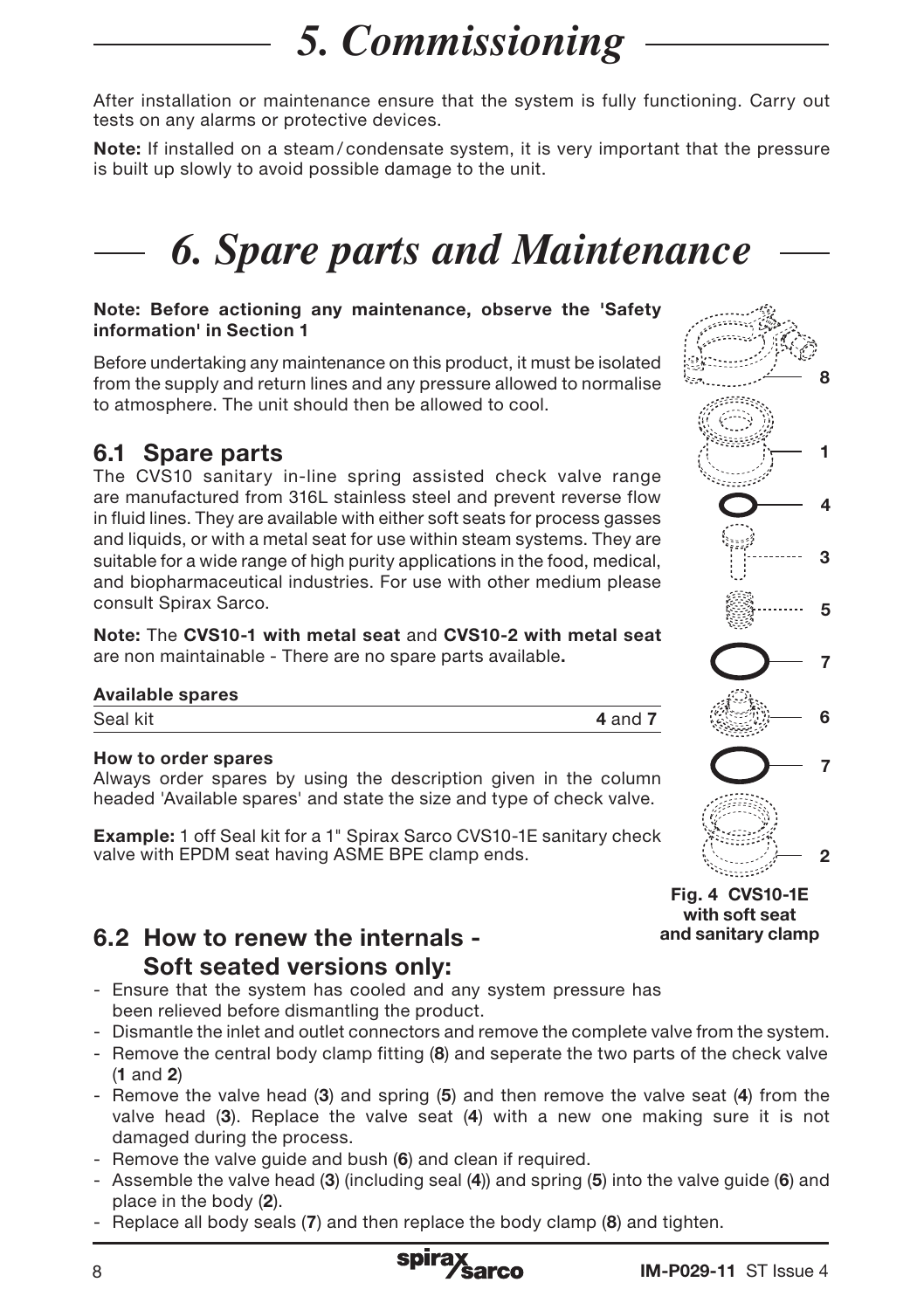# 5. Commissioning

After installation or maintenance ensure that the system is fully functioning. Carry out tests on any alarms or protective devices.

**Note:** If installed on a steam/condensate system, it is very important that the pressure is built up slowly to avoid possible damage to the unit.

# 6. Spare parts and Maintenance

**Note: Before actioning any maintenance, observe the 'Safety information' in Section 1**

Before undertaking any maintenance on this product, it must be isolated from the supply and return lines and any pressure allowed to normalise to atmosphere. The unit should then be allowed to cool.

## 6.1 Spare parts

The CVS10 sanitary in-line spring assisted check valve range are manufactured from 316L stainless steel and prevent reverse flow in fluid lines. They are available with either soft seats for process gasses and liquids, or with a metal seat for use within steam systems. They are suitable for a wide range of high purity applications in the food, medical, and biopharmaceutical industries. For use with other medium please consult Spirax Sarco.

**Note:** The **CVS10-1 with metal seat** and **CVS10-2 with metal seat** are non maintainable - There are no spare parts available**.**

| **Available spares** | |
|---|---|
| Seal kit | **4** and **7** |

**How to order spares**

Always order spares by using the description given in the column headed 'Available spares' and state the size and type of check valve.

**Example:** 1 off Seal kit for a 1" Spirax Sarco CVS10-1E sanitary check valve with EPDM seat having ASME BPE clamp ends.

8
1
4
3
5
7
6
7
2

**Fig. 4 CVS10-1E with soft seat and sanitary clamp**

## 6.2 How to renew the internals - Soft seated versions only:

- Ensure that the system has cooled and any system pressure has been relieved before dismantling the product.
- Dismantle the inlet and outlet connectors and remove the complete valve from the system.
- Remove the central body clamp fitting (**8**) and seperate the two parts of the check valve (**1** and **2**)
- Remove the valve head (**3**) and spring (**5**) and then remove the valve seat (**4**) from the valve head (**3**). Replace the valve seat (**4**) with a new one making sure it is not damaged during the process.
- Remove the valve guide and bush (**6**) and clean if required.
- Assemble the valve head (**3**) (including seal (**4**)) and spring (**5**) into the valve guide (**6**) and place in the body (**2**).
- Replace all body seals (**7**) and then replace the body clamp (**8**) and tighten.